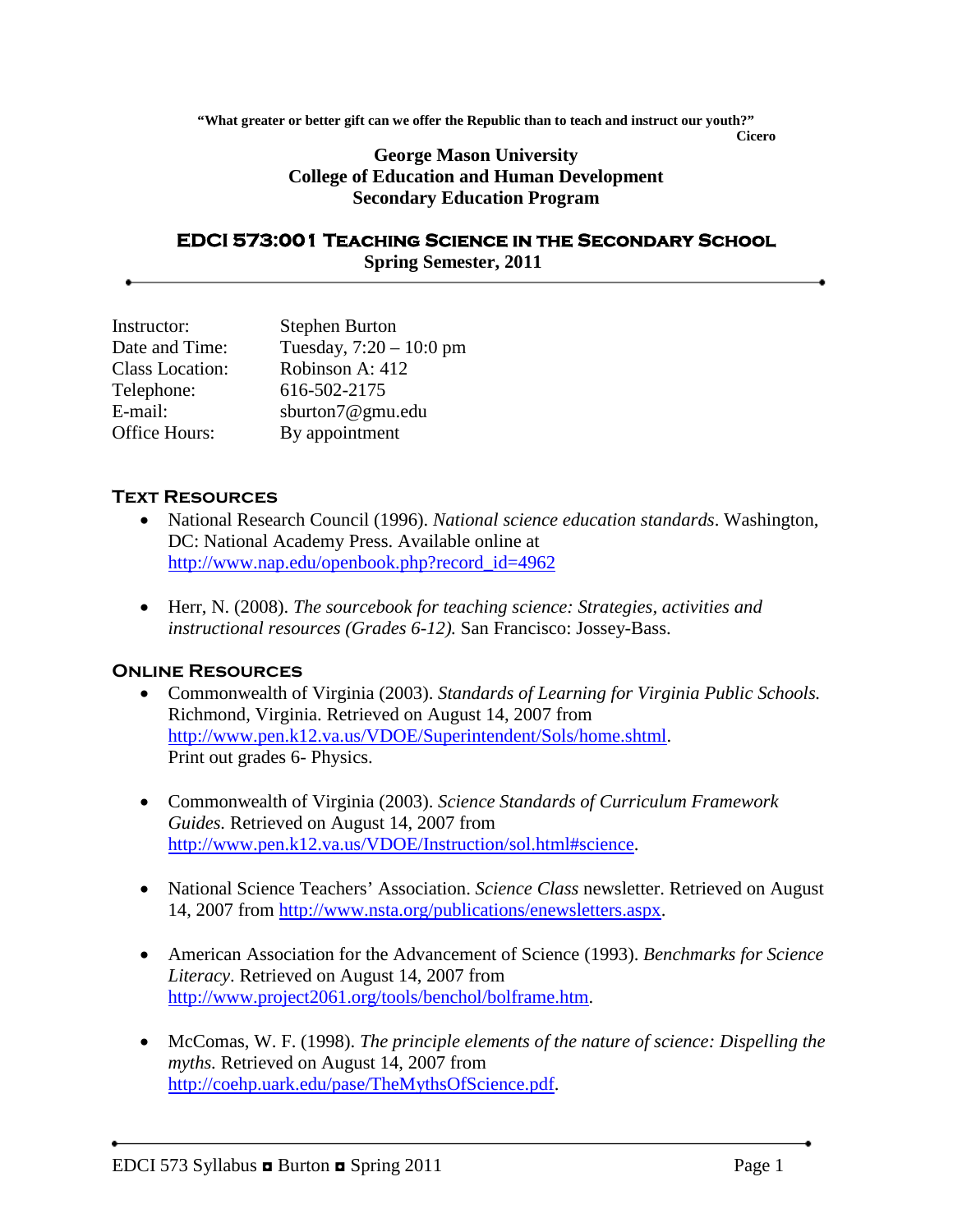**"What greater or better gift can we offer the Republic than to teach and instruct our youth?"**
**Cicero**

**George Mason University**
**College of Education and Human Development**
**Secondary Education Program**

# EDCI 573:001 Teaching Science in the Secondary School

**Spring Semester, 2011**

---

Instructor: Stephen Burton
Date and Time: Tuesday, 7:20 – 10:0 pm
Class Location: Robinson A: 412
Telephone: 616-502-2175
E-mail: sburton7@gmu.edu
Office Hours: By appointment

## Text Resources

- National Research Council (1996). *National science education standards*. Washington, DC: National Academy Press. Available online at http://www.nap.edu/openbook.php?record_id=4962

- Herr, N. (2008). *The sourcebook for teaching science: Strategies, activities and instructional resources (Grades 6-12).* San Francisco: Jossey-Bass.

## Online Resources

- Commonwealth of Virginia (2003). *Standards of Learning for Virginia Public Schools.* Richmond, Virginia. Retrieved on August 14, 2007 from http://www.pen.k12.va.us/VDOE/Superintendent/Sols/home.shtml. Print out grades 6- Physics.

- Commonwealth of Virginia (2003). *Science Standards of Curriculum Framework Guides.* Retrieved on August 14, 2007 from http://www.pen.k12.va.us/VDOE/Instruction/sol.html#science.

- National Science Teachers' Association. *Science Class* newsletter. Retrieved on August 14, 2007 from http://www.nsta.org/publications/enewsletters.aspx.

- American Association for the Advancement of Science (1993). *Benchmarks for Science Literacy*. Retrieved on August 14, 2007 from http://www.project2061.org/tools/benchol/bolframe.htm.

- McComas, W. F. (1998). *The principle elements of the nature of science: Dispelling the myths.* Retrieved on August 14, 2007 from http://coehp.uark.edu/pase/TheMythsOfScience.pdf.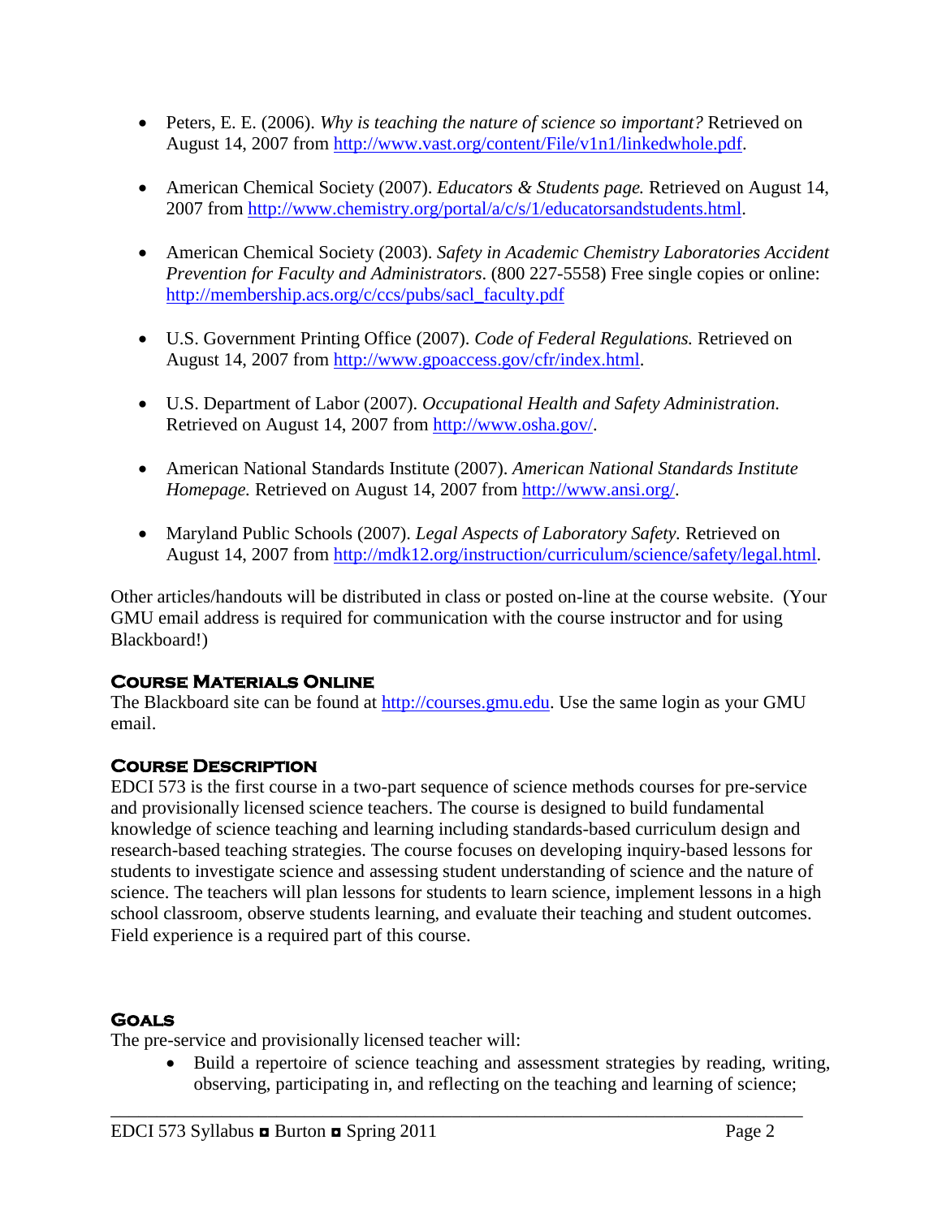- Peters, E. E. (2006). *Why is teaching the nature of science so important?* Retrieved on August 14, 2007 from http://www.vast.org/content/File/v1n1/linkedwhole.pdf.

- American Chemical Society (2007). *Educators & Students page.* Retrieved on August 14, 2007 from http://www.chemistry.org/portal/a/c/s/1/educatorsandstudents.html.

- American Chemical Society (2003). *Safety in Academic Chemistry Laboratories Accident Prevention for Faculty and Administrators*. (800 227-5558) Free single copies or online: http://membership.acs.org/c/ccs/pubs/sacl_faculty.pdf

- U.S. Government Printing Office (2007). *Code of Federal Regulations.* Retrieved on August 14, 2007 from http://www.gpoaccess.gov/cfr/index.html.

- U.S. Department of Labor (2007). *Occupational Health and Safety Administration.* Retrieved on August 14, 2007 from http://www.osha.gov/.

- American National Standards Institute (2007). *American National Standards Institute Homepage.* Retrieved on August 14, 2007 from http://www.ansi.org/.

- Maryland Public Schools (2007). *Legal Aspects of Laboratory Safety.* Retrieved on August 14, 2007 from http://mdk12.org/instruction/curriculum/science/safety/legal.html.

Other articles/handouts will be distributed in class or posted on-line at the course website. (Your GMU email address is required for communication with the course instructor and for using Blackboard!)

## Course Materials Online

The Blackboard site can be found at http://courses.gmu.edu. Use the same login as your GMU email.

## Course Description

EDCI 573 is the first course in a two-part sequence of science methods courses for pre-service and provisionally licensed science teachers. The course is designed to build fundamental knowledge of science teaching and learning including standards-based curriculum design and research-based teaching strategies. The course focuses on developing inquiry-based lessons for students to investigate science and assessing student understanding of science and the nature of science. The teachers will plan lessons for students to learn science, implement lessons in a high school classroom, observe students learning, and evaluate their teaching and student outcomes. Field experience is a required part of this course.

## Goals

The pre-service and provisionally licensed teacher will:

- Build a repertoire of science teaching and assessment strategies by reading, writing, observing, participating in, and reflecting on the teaching and learning of science;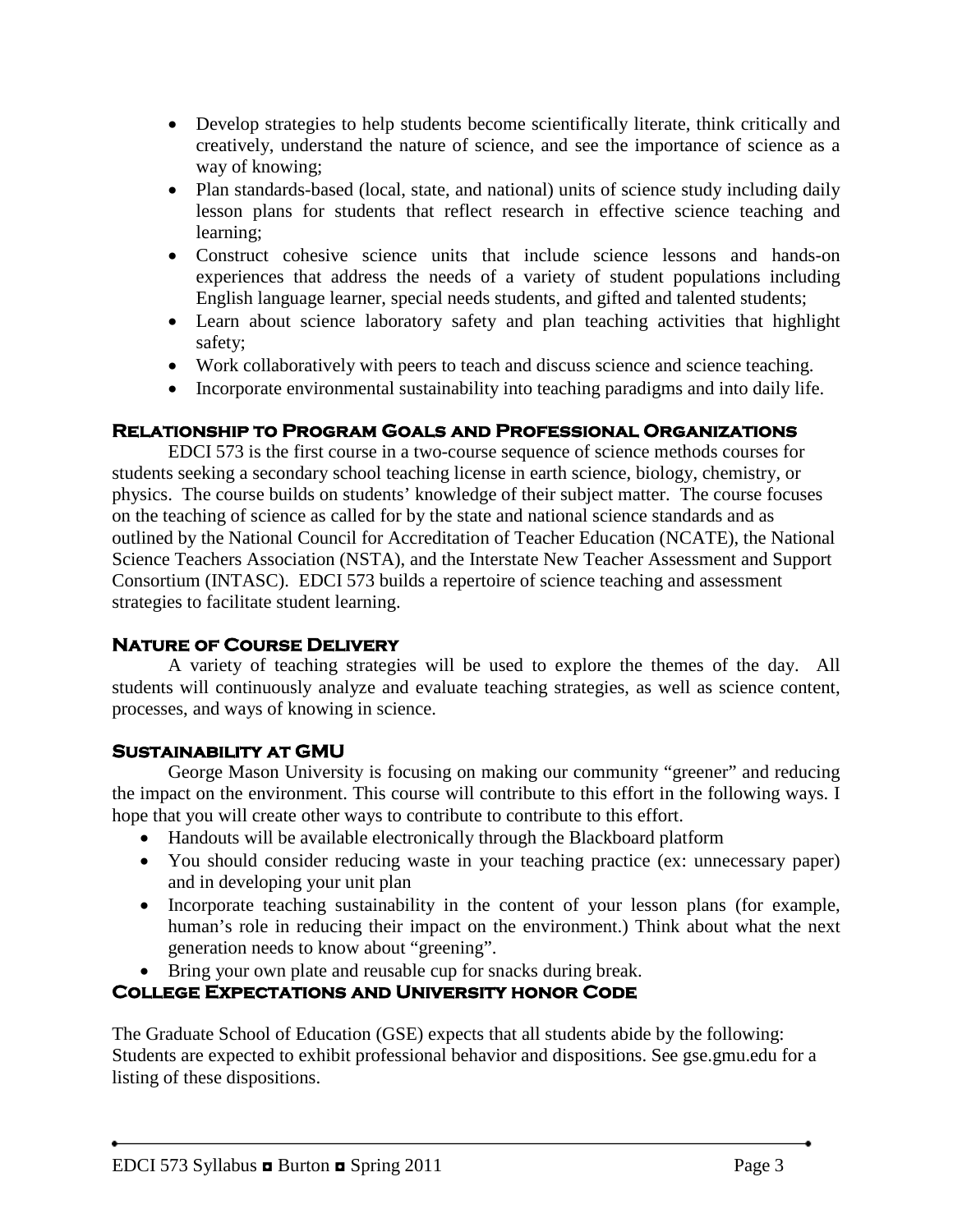- Develop strategies to help students become scientifically literate, think critically and creatively, understand the nature of science, and see the importance of science as a way of knowing;
- Plan standards-based (local, state, and national) units of science study including daily lesson plans for students that reflect research in effective science teaching and learning;
- Construct cohesive science units that include science lessons and hands-on experiences that address the needs of a variety of student populations including English language learner, special needs students, and gifted and talented students;
- Learn about science laboratory safety and plan teaching activities that highlight safety;
- Work collaboratively with peers to teach and discuss science and science teaching.
- Incorporate environmental sustainability into teaching paradigms and into daily life.

## Relationship to Program Goals and Professional Organizations

EDCI 573 is the first course in a two-course sequence of science methods courses for students seeking a secondary school teaching license in earth science, biology, chemistry, or physics. The course builds on students' knowledge of their subject matter. The course focuses on the teaching of science as called for by the state and national science standards and as outlined by the National Council for Accreditation of Teacher Education (NCATE), the National Science Teachers Association (NSTA), and the Interstate New Teacher Assessment and Support Consortium (INTASC). EDCI 573 builds a repertoire of science teaching and assessment strategies to facilitate student learning.

## Nature of Course Delivery

A variety of teaching strategies will be used to explore the themes of the day. All students will continuously analyze and evaluate teaching strategies, as well as science content, processes, and ways of knowing in science.

## Sustainability at GMU

George Mason University is focusing on making our community "greener" and reducing the impact on the environment. This course will contribute to this effort in the following ways. I hope that you will create other ways to contribute to contribute to this effort.

- Handouts will be available electronically through the Blackboard platform
- You should consider reducing waste in your teaching practice (ex: unnecessary paper) and in developing your unit plan
- Incorporate teaching sustainability in the content of your lesson plans (for example, human's role in reducing their impact on the environment.) Think about what the next generation needs to know about "greening".
- Bring your own plate and reusable cup for snacks during break.

## College Expectations and University honor Code

The Graduate School of Education (GSE) expects that all students abide by the following: Students are expected to exhibit professional behavior and dispositions. See gse.gmu.edu for a listing of these dispositions.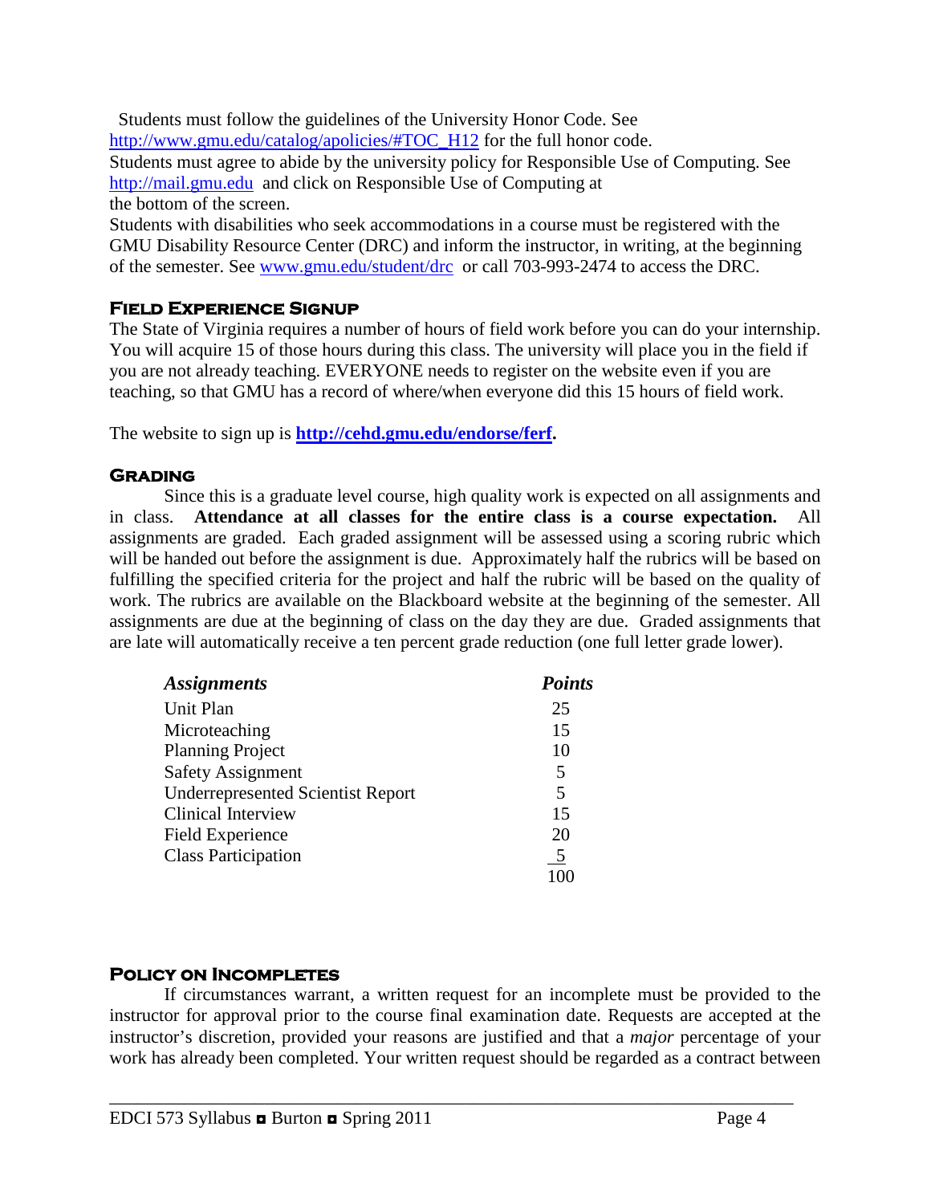Students must follow the guidelines of the University Honor Code. See http://www.gmu.edu/catalog/apolicies/#TOC_H12 for the full honor code.
Students must agree to abide by the university policy for Responsible Use of Computing. See http://mail.gmu.edu and click on Responsible Use of Computing at the bottom of the screen.
Students with disabilities who seek accommodations in a course must be registered with the GMU Disability Resource Center (DRC) and inform the instructor, in writing, at the beginning of the semester. See www.gmu.edu/student/drc or call 703-993-2474 to access the DRC.

### Field Experience Signup

The State of Virginia requires a number of hours of field work before you can do your internship. You will acquire 15 of those hours during this class. The university will place you in the field if you are not already teaching. EVERYONE needs to register on the website even if you are teaching, so that GMU has a record of where/when everyone did this 15 hours of field work.

The website to sign up is **http://cehd.gmu.edu/endorse/ferf.**

### Grading

Since this is a graduate level course, high quality work is expected on all assignments and in class. **Attendance at all classes for the entire class is a course expectation.** All assignments are graded. Each graded assignment will be assessed using a scoring rubric which will be handed out before the assignment is due. Approximately half the rubrics will be based on fulfilling the specified criteria for the project and half the rubric will be based on the quality of work. The rubrics are available on the Blackboard website at the beginning of the semester. All assignments are due at the beginning of class on the day they are due. Graded assignments that are late will automatically receive a ten percent grade reduction (one full letter grade lower).

| *Assignments* | *Points* |
|---|---|
| Unit Plan | 25 |
| Microteaching | 15 |
| Planning Project | 10 |
| Safety Assignment | 5 |
| Underrepresented Scientist Report | 5 |
| Clinical Interview | 15 |
| Field Experience | 20 |
| Class Participation | 5 |
| | 100 |

### Policy on Incompletes

If circumstances warrant, a written request for an incomplete must be provided to the instructor for approval prior to the course final examination date. Requests are accepted at the instructor's discretion, provided your reasons are justified and that a *major* percentage of your work has already been completed. Your written request should be regarded as a contract between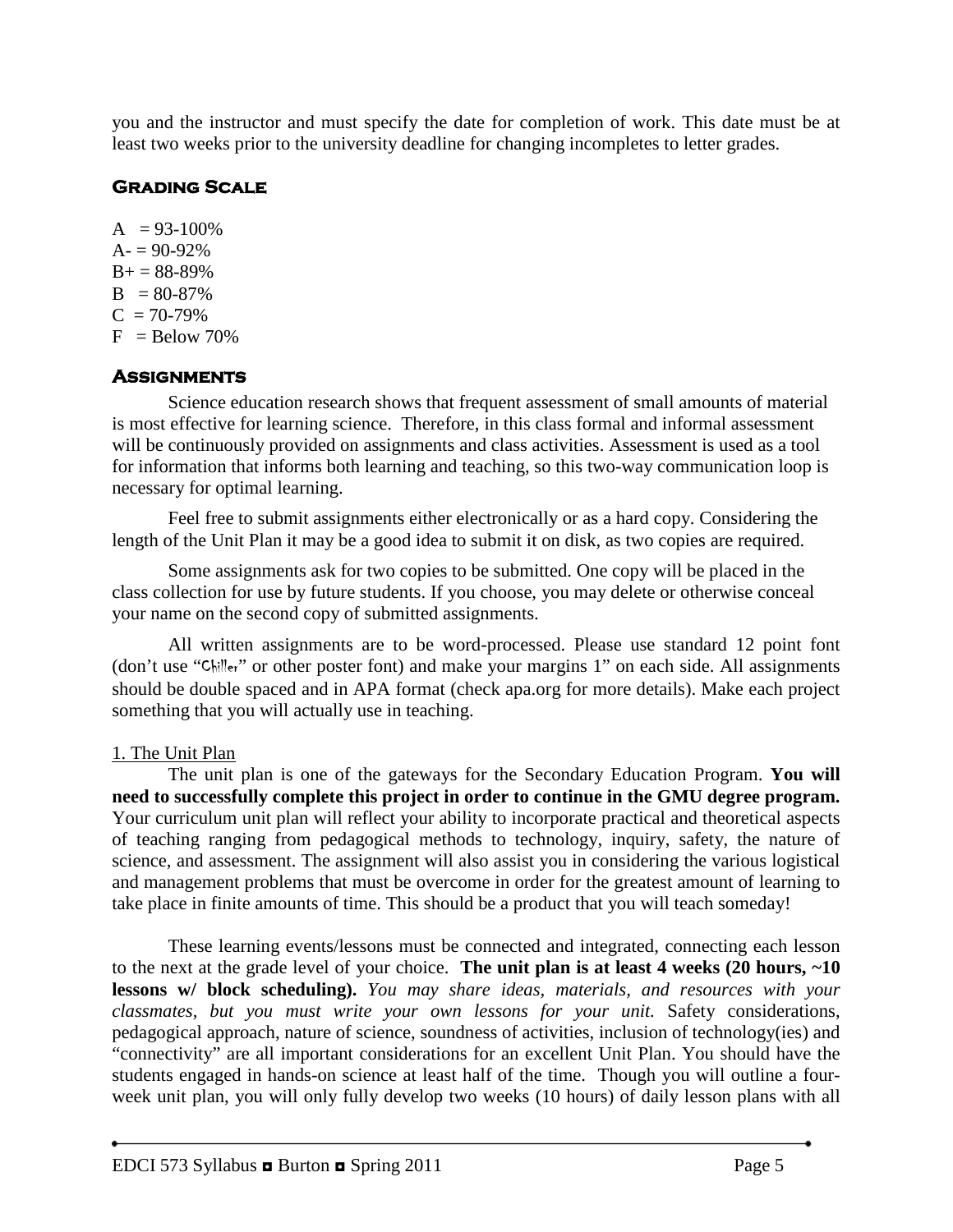you and the instructor and must specify the date for completion of work. This date must be at least two weeks prior to the university deadline for changing incompletes to letter grades.

## Grading Scale

A = 93-100%
A- = 90-92%
B+ = 88-89%
B = 80-87%
C = 70-79%
F = Below 70%

## Assignments

Science education research shows that frequent assessment of small amounts of material is most effective for learning science. Therefore, in this class formal and informal assessment will be continuously provided on assignments and class activities. Assessment is used as a tool for information that informs both learning and teaching, so this two-way communication loop is necessary for optimal learning.

Feel free to submit assignments either electronically or as a hard copy. Considering the length of the Unit Plan it may be a good idea to submit it on disk, as two copies are required.

Some assignments ask for two copies to be submitted. One copy will be placed in the class collection for use by future students. If you choose, you may delete or otherwise conceal your name on the second copy of submitted assignments.

All written assignments are to be word-processed. Please use standard 12 point font (don't use "Chiller" or other poster font) and make your margins 1" on each side. All assignments should be double spaced and in APA format (check apa.org for more details). Make each project something that you will actually use in teaching.

1. The Unit Plan

The unit plan is one of the gateways for the Secondary Education Program. **You will need to successfully complete this project in order to continue in the GMU degree program.** Your curriculum unit plan will reflect your ability to incorporate practical and theoretical aspects of teaching ranging from pedagogical methods to technology, inquiry, safety, the nature of science, and assessment. The assignment will also assist you in considering the various logistical and management problems that must be overcome in order for the greatest amount of learning to take place in finite amounts of time. This should be a product that you will teach someday!

These learning events/lessons must be connected and integrated, connecting each lesson to the next at the grade level of your choice. **The unit plan is at least 4 weeks (20 hours, ~10 lessons w/ block scheduling).** *You may share ideas, materials, and resources with your classmates, but you must write your own lessons for your unit.* Safety considerations, pedagogical approach, nature of science, soundness of activities, inclusion of technology(ies) and "connectivity" are all important considerations for an excellent Unit Plan. You should have the students engaged in hands-on science at least half of the time. Though you will outline a four-week unit plan, you will only fully develop two weeks (10 hours) of daily lesson plans with all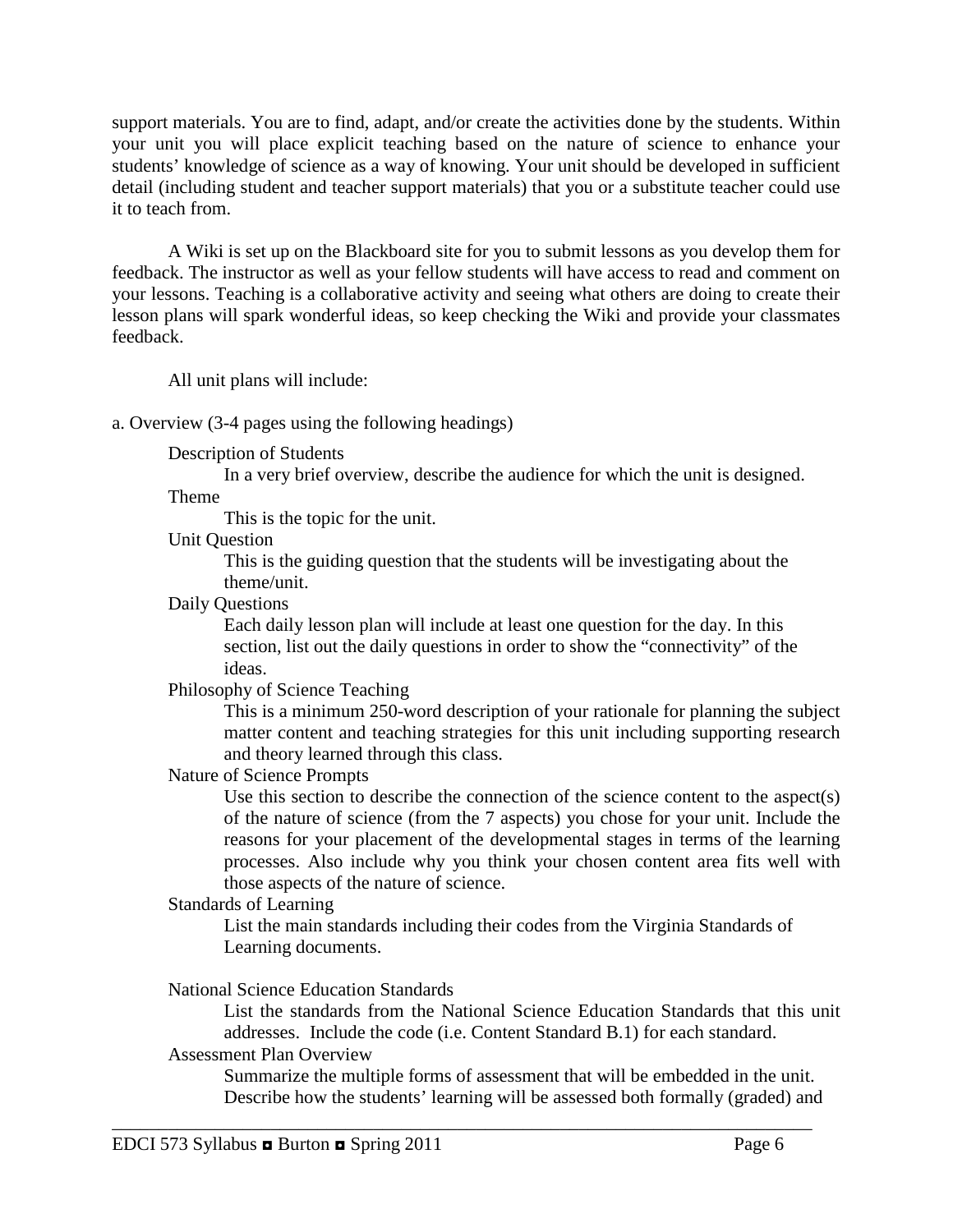support materials. You are to find, adapt, and/or create the activities done by the students. Within your unit you will place explicit teaching based on the nature of science to enhance your students' knowledge of science as a way of knowing. Your unit should be developed in sufficient detail (including student and teacher support materials) that you or a substitute teacher could use it to teach from.

A Wiki is set up on the Blackboard site for you to submit lessons as you develop them for feedback. The instructor as well as your fellow students will have access to read and comment on your lessons. Teaching is a collaborative activity and seeing what others are doing to create their lesson plans will spark wonderful ideas, so keep checking the Wiki and provide your classmates feedback.

All unit plans will include:

a. Overview (3-4 pages using the following headings)

Description of Students

In a very brief overview, describe the audience for which the unit is designed.

Theme

This is the topic for the unit.

Unit Question

This is the guiding question that the students will be investigating about the theme/unit.

Daily Questions

Each daily lesson plan will include at least one question for the day. In this section, list out the daily questions in order to show the "connectivity" of the ideas.

Philosophy of Science Teaching

This is a minimum 250-word description of your rationale for planning the subject matter content and teaching strategies for this unit including supporting research and theory learned through this class.

Nature of Science Prompts

Use this section to describe the connection of the science content to the aspect(s) of the nature of science (from the 7 aspects) you chose for your unit. Include the reasons for your placement of the developmental stages in terms of the learning processes. Also include why you think your chosen content area fits well with those aspects of the nature of science.

Standards of Learning

List the main standards including their codes from the Virginia Standards of Learning documents.

National Science Education Standards

List the standards from the National Science Education Standards that this unit addresses. Include the code (i.e. Content Standard B.1) for each standard.

Assessment Plan Overview

Summarize the multiple forms of assessment that will be embedded in the unit. Describe how the students' learning will be assessed both formally (graded) and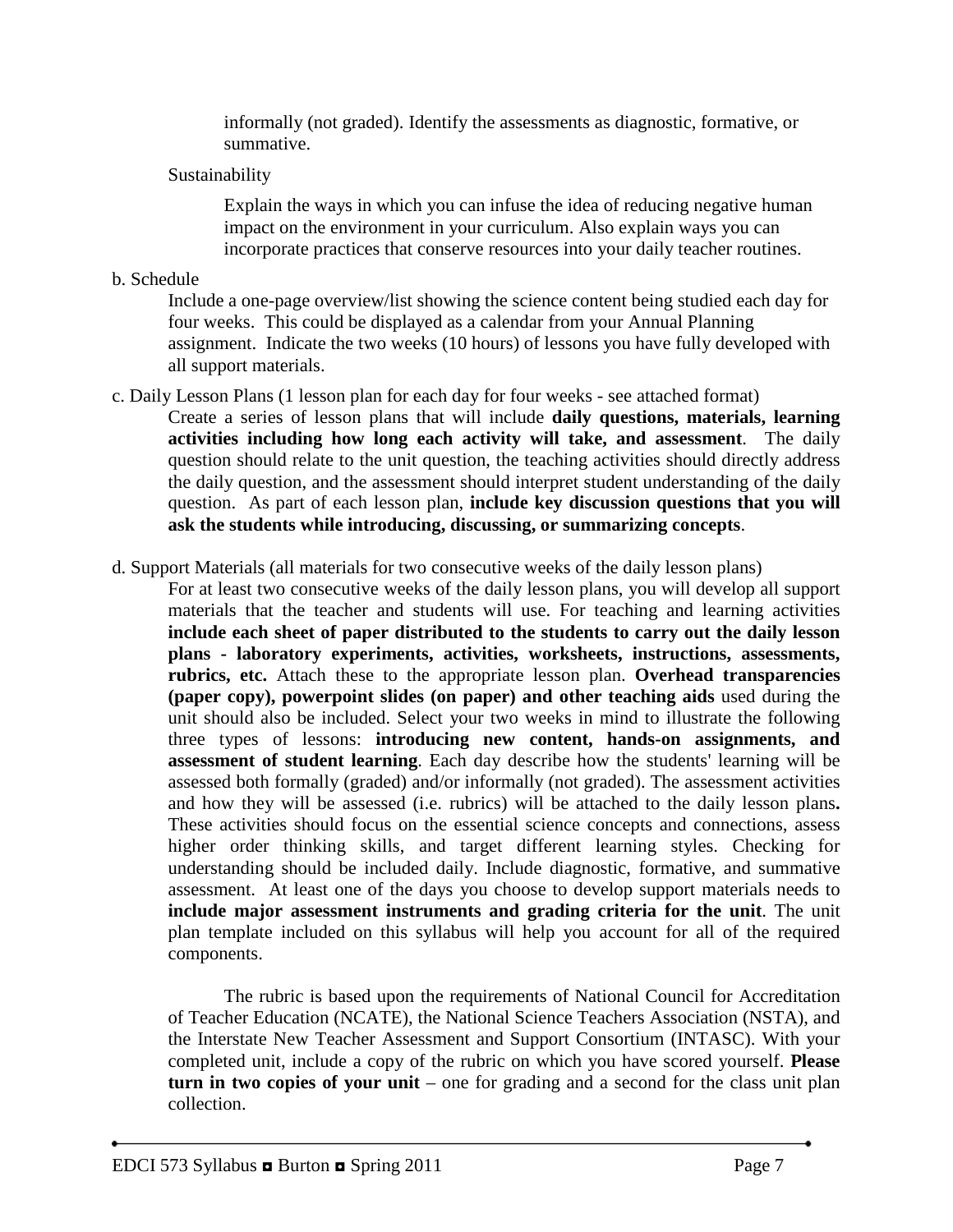informally (not graded). Identify the assessments as diagnostic, formative, or summative.

Sustainability

Explain the ways in which you can infuse the idea of reducing negative human impact on the environment in your curriculum. Also explain ways you can incorporate practices that conserve resources into your daily teacher routines.

b. Schedule

Include a one-page overview/list showing the science content being studied each day for four weeks. This could be displayed as a calendar from your Annual Planning assignment. Indicate the two weeks (10 hours) of lessons you have fully developed with all support materials.

c. Daily Lesson Plans (1 lesson plan for each day for four weeks - see attached format)

Create a series of lesson plans that will include **daily questions, materials, learning activities including how long each activity will take, and assessment**. The daily question should relate to the unit question, the teaching activities should directly address the daily question, and the assessment should interpret student understanding of the daily question. As part of each lesson plan, **include key discussion questions that you will ask the students while introducing, discussing, or summarizing concepts**.

d. Support Materials (all materials for two consecutive weeks of the daily lesson plans)

For at least two consecutive weeks of the daily lesson plans, you will develop all support materials that the teacher and students will use. For teaching and learning activities **include each sheet of paper distributed to the students to carry out the daily lesson plans - laboratory experiments, activities, worksheets, instructions, assessments, rubrics, etc.** Attach these to the appropriate lesson plan. **Overhead transparencies (paper copy), powerpoint slides (on paper) and other teaching aids** used during the unit should also be included. Select your two weeks in mind to illustrate the following three types of lessons: **introducing new content, hands-on assignments, and assessment of student learning**. Each day describe how the students' learning will be assessed both formally (graded) and/or informally (not graded). The assessment activities and how they will be assessed (i.e. rubrics) will be attached to the daily lesson plans**.** These activities should focus on the essential science concepts and connections, assess higher order thinking skills, and target different learning styles. Checking for understanding should be included daily. Include diagnostic, formative, and summative assessment. At least one of the days you choose to develop support materials needs to **include major assessment instruments and grading criteria for the unit**. The unit plan template included on this syllabus will help you account for all of the required components.

The rubric is based upon the requirements of National Council for Accreditation of Teacher Education (NCATE), the National Science Teachers Association (NSTA), and the Interstate New Teacher Assessment and Support Consortium (INTASC). With your completed unit, include a copy of the rubric on which you have scored yourself. **Please turn in two copies of your unit** – one for grading and a second for the class unit plan collection.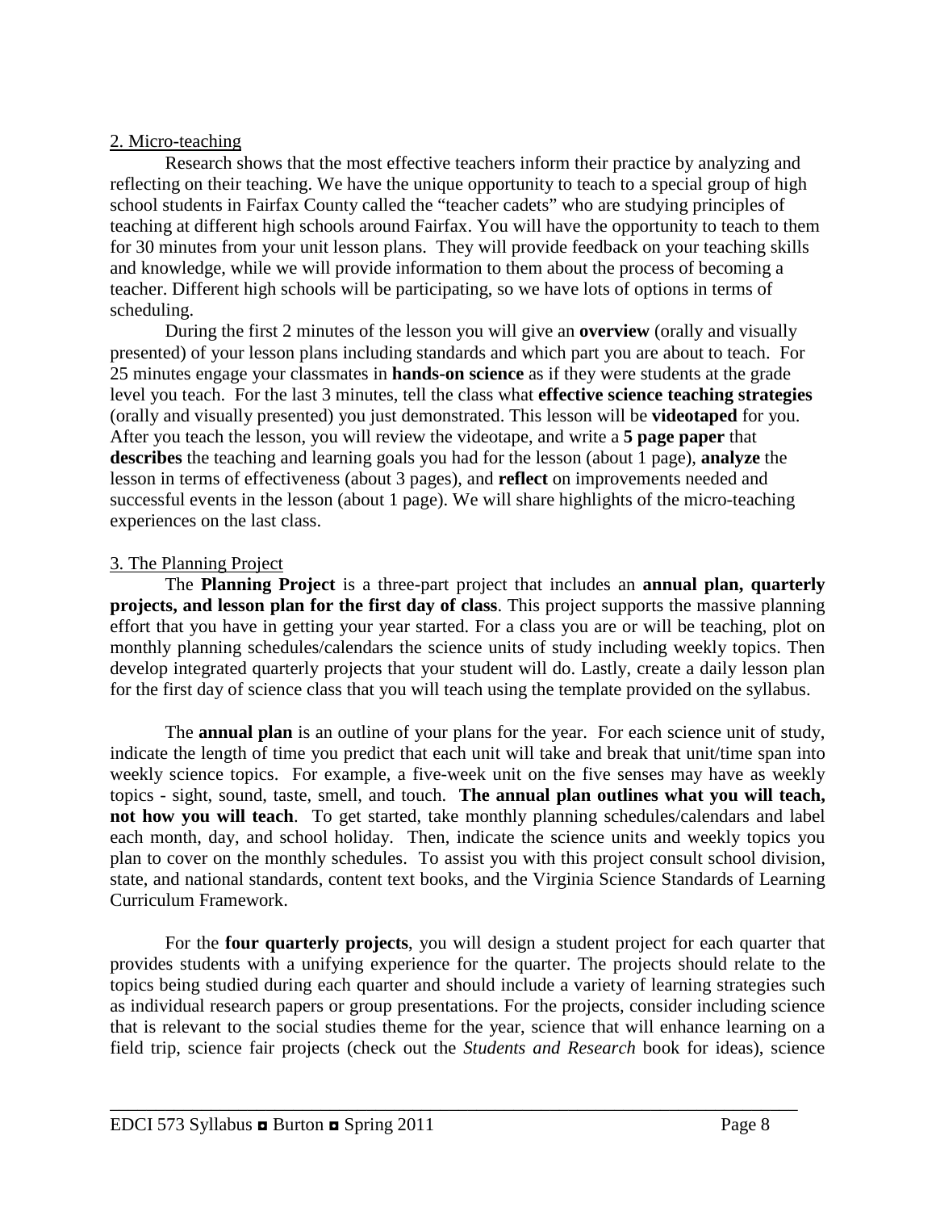2. Micro-teaching

Research shows that the most effective teachers inform their practice by analyzing and reflecting on their teaching. We have the unique opportunity to teach to a special group of high school students in Fairfax County called the "teacher cadets" who are studying principles of teaching at different high schools around Fairfax. You will have the opportunity to teach to them for 30 minutes from your unit lesson plans. They will provide feedback on your teaching skills and knowledge, while we will provide information to them about the process of becoming a teacher. Different high schools will be participating, so we have lots of options in terms of scheduling.

During the first 2 minutes of the lesson you will give an **overview** (orally and visually presented) of your lesson plans including standards and which part you are about to teach. For 25 minutes engage your classmates in **hands-on science** as if they were students at the grade level you teach. For the last 3 minutes, tell the class what **effective science teaching strategies** (orally and visually presented) you just demonstrated. This lesson will be **videotaped** for you. After you teach the lesson, you will review the videotape, and write a **5 page paper** that **describes** the teaching and learning goals you had for the lesson (about 1 page), **analyze** the lesson in terms of effectiveness (about 3 pages), and **reflect** on improvements needed and successful events in the lesson (about 1 page). We will share highlights of the micro-teaching experiences on the last class.

3. The Planning Project

The **Planning Project** is a three-part project that includes an **annual plan, quarterly projects, and lesson plan for the first day of class**. This project supports the massive planning effort that you have in getting your year started. For a class you are or will be teaching, plot on monthly planning schedules/calendars the science units of study including weekly topics. Then develop integrated quarterly projects that your student will do. Lastly, create a daily lesson plan for the first day of science class that you will teach using the template provided on the syllabus.

The **annual plan** is an outline of your plans for the year. For each science unit of study, indicate the length of time you predict that each unit will take and break that unit/time span into weekly science topics. For example, a five-week unit on the five senses may have as weekly topics - sight, sound, taste, smell, and touch. **The annual plan outlines what you will teach, not how you will teach**. To get started, take monthly planning schedules/calendars and label each month, day, and school holiday. Then, indicate the science units and weekly topics you plan to cover on the monthly schedules. To assist you with this project consult school division, state, and national standards, content text books, and the Virginia Science Standards of Learning Curriculum Framework.

For the **four quarterly projects**, you will design a student project for each quarter that provides students with a unifying experience for the quarter. The projects should relate to the topics being studied during each quarter and should include a variety of learning strategies such as individual research papers or group presentations. For the projects, consider including science that is relevant to the social studies theme for the year, science that will enhance learning on a field trip, science fair projects (check out the *Students and Research* book for ideas), science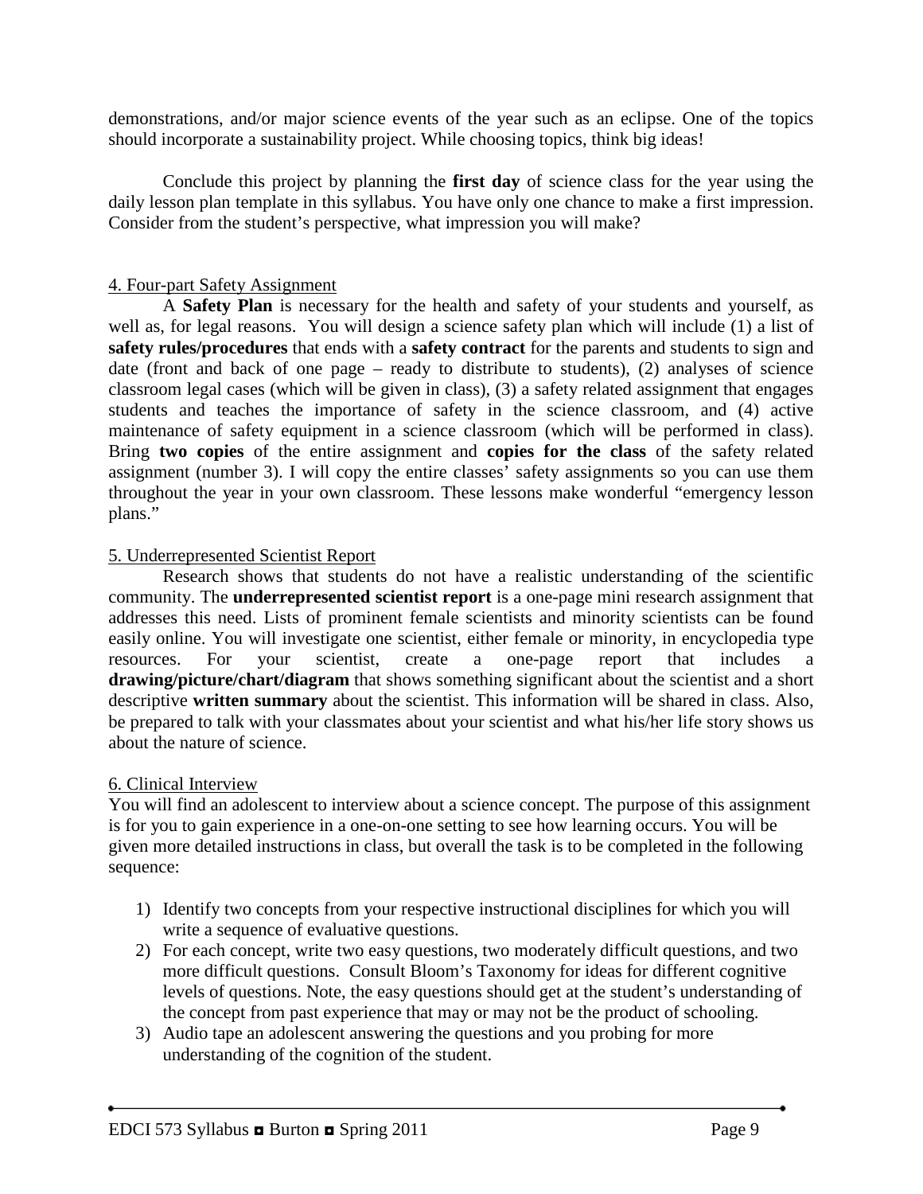demonstrations, and/or major science events of the year such as an eclipse. One of the topics should incorporate a sustainability project. While choosing topics, think big ideas!

Conclude this project by planning the **first day** of science class for the year using the daily lesson plan template in this syllabus. You have only one chance to make a first impression. Consider from the student's perspective, what impression you will make?

4. Four-part Safety Assignment

A **Safety Plan** is necessary for the health and safety of your students and yourself, as well as, for legal reasons. You will design a science safety plan which will include (1) a list of **safety rules/procedures** that ends with a **safety contract** for the parents and students to sign and date (front and back of one page – ready to distribute to students), (2) analyses of science classroom legal cases (which will be given in class), (3) a safety related assignment that engages students and teaches the importance of safety in the science classroom, and (4) active maintenance of safety equipment in a science classroom (which will be performed in class). Bring **two copies** of the entire assignment and **copies for the class** of the safety related assignment (number 3). I will copy the entire classes' safety assignments so you can use them throughout the year in your own classroom. These lessons make wonderful "emergency lesson plans."

5. Underrepresented Scientist Report

Research shows that students do not have a realistic understanding of the scientific community. The **underrepresented scientist report** is a one-page mini research assignment that addresses this need. Lists of prominent female scientists and minority scientists can be found easily online. You will investigate one scientist, either female or minority, in encyclopedia type resources. For your scientist, create a one-page report that includes a **drawing/picture/chart/diagram** that shows something significant about the scientist and a short descriptive **written summary** about the scientist. This information will be shared in class. Also, be prepared to talk with your classmates about your scientist and what his/her life story shows us about the nature of science.

6. Clinical Interview

You will find an adolescent to interview about a science concept. The purpose of this assignment is for you to gain experience in a one-on-one setting to see how learning occurs. You will be given more detailed instructions in class, but overall the task is to be completed in the following sequence:

1) Identify two concepts from your respective instructional disciplines for which you will write a sequence of evaluative questions.
2) For each concept, write two easy questions, two moderately difficult questions, and two more difficult questions. Consult Bloom's Taxonomy for ideas for different cognitive levels of questions. Note, the easy questions should get at the student's understanding of the concept from past experience that may or may not be the product of schooling.
3) Audio tape an adolescent answering the questions and you probing for more understanding of the cognition of the student.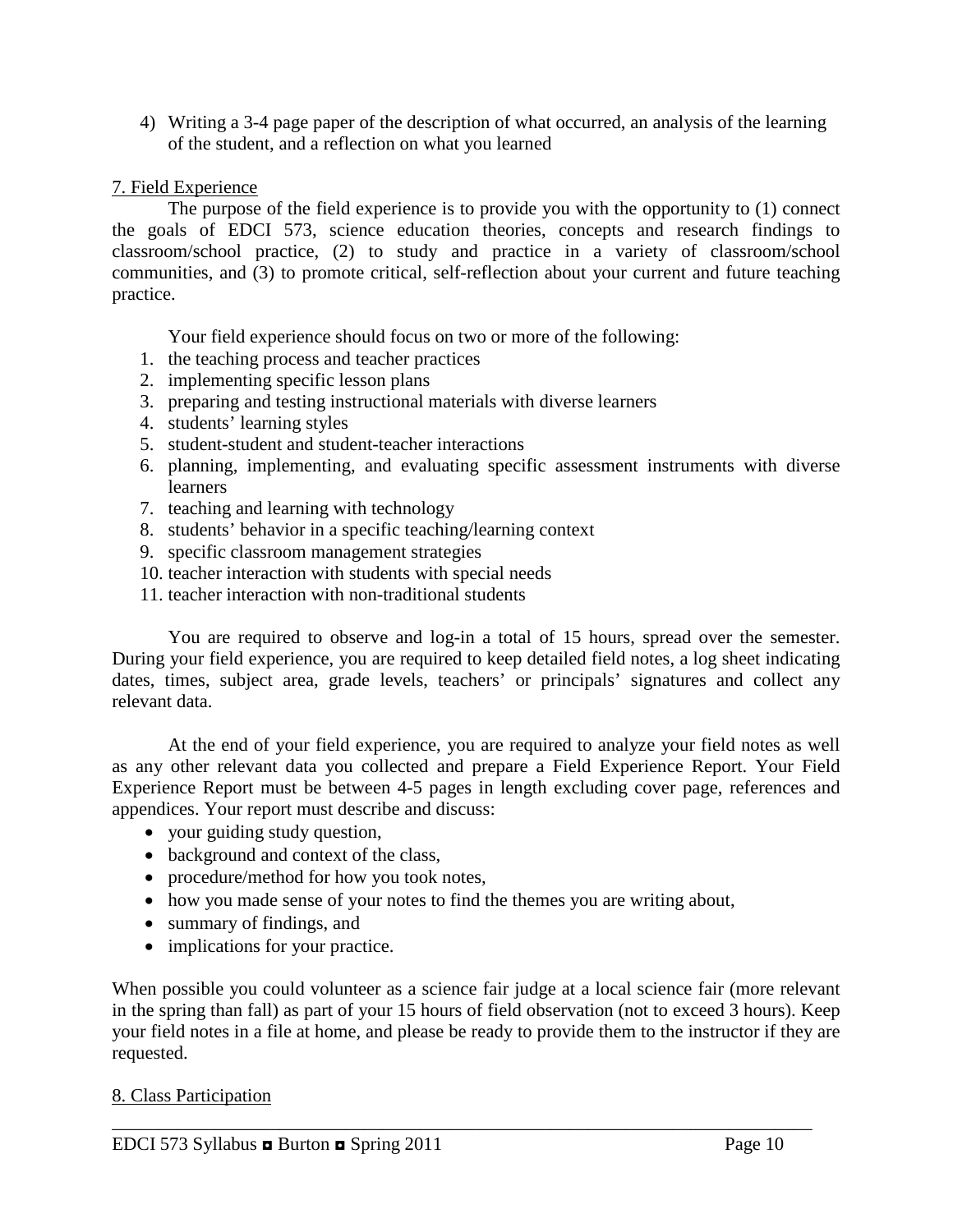4) Writing a 3-4 page paper of the description of what occurred, an analysis of the learning of the student, and a reflection on what you learned

7. Field Experience

The purpose of the field experience is to provide you with the opportunity to (1) connect the goals of EDCI 573, science education theories, concepts and research findings to classroom/school practice, (2) to study and practice in a variety of classroom/school communities, and (3) to promote critical, self-reflection about your current and future teaching practice.

Your field experience should focus on two or more of the following:

1. the teaching process and teacher practices
2. implementing specific lesson plans
3. preparing and testing instructional materials with diverse learners
4. students' learning styles
5. student-student and student-teacher interactions
6. planning, implementing, and evaluating specific assessment instruments with diverse learners
7. teaching and learning with technology
8. students' behavior in a specific teaching/learning context
9. specific classroom management strategies
10. teacher interaction with students with special needs
11. teacher interaction with non-traditional students

You are required to observe and log-in a total of 15 hours, spread over the semester. During your field experience, you are required to keep detailed field notes, a log sheet indicating dates, times, subject area, grade levels, teachers' or principals' signatures and collect any relevant data.

At the end of your field experience, you are required to analyze your field notes as well as any other relevant data you collected and prepare a Field Experience Report. Your Field Experience Report must be between 4-5 pages in length excluding cover page, references and appendices. Your report must describe and discuss:

- your guiding study question,
- background and context of the class,
- procedure/method for how you took notes,
- how you made sense of your notes to find the themes you are writing about,
- summary of findings, and
- implications for your practice.

When possible you could volunteer as a science fair judge at a local science fair (more relevant in the spring than fall) as part of your 15 hours of field observation (not to exceed 3 hours). Keep your field notes in a file at home, and please be ready to provide them to the instructor if they are requested.

8. Class Participation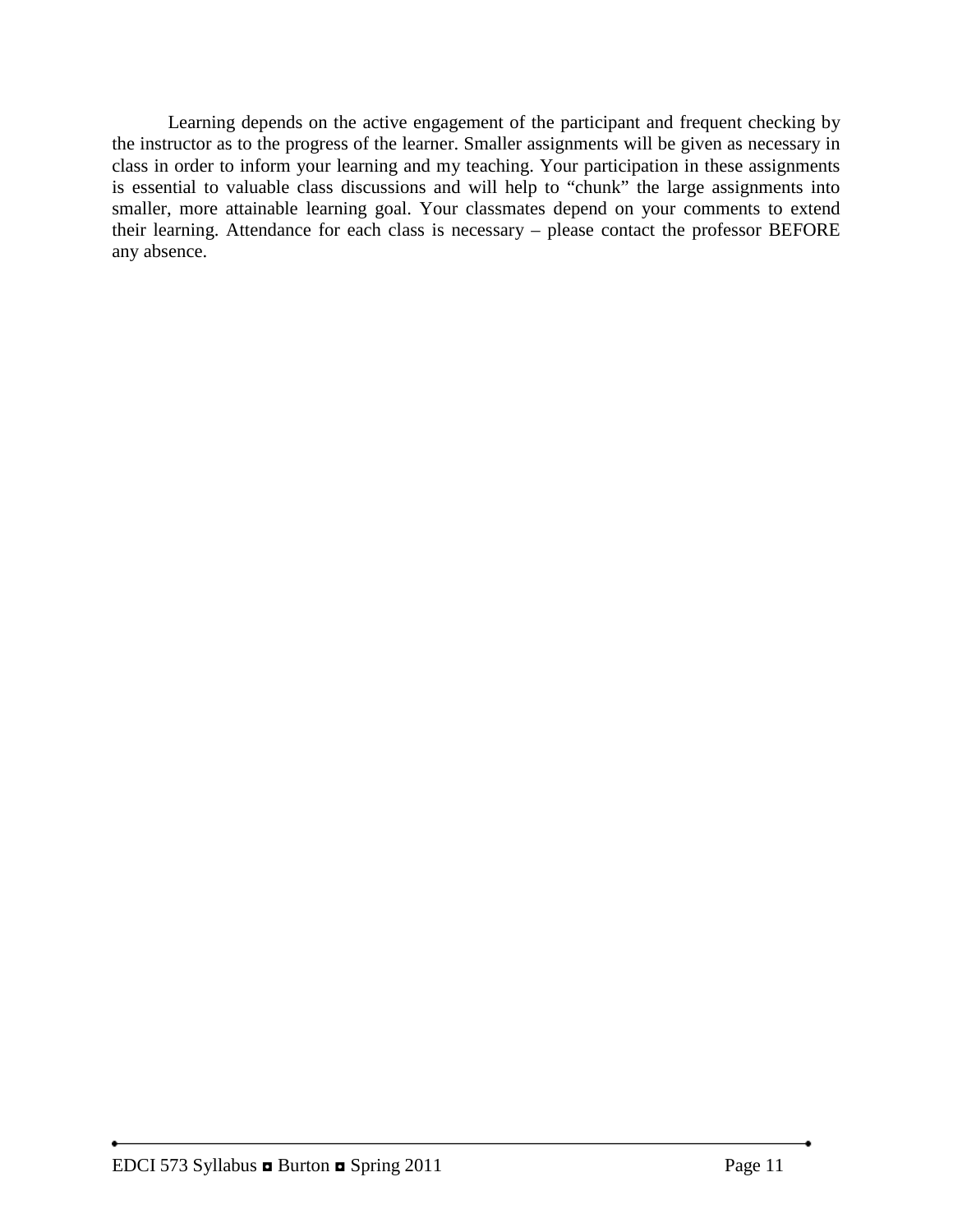Learning depends on the active engagement of the participant and frequent checking by the instructor as to the progress of the learner. Smaller assignments will be given as necessary in class in order to inform your learning and my teaching. Your participation in these assignments is essential to valuable class discussions and will help to "chunk" the large assignments into smaller, more attainable learning goal. Your classmates depend on your comments to extend their learning. Attendance for each class is necessary – please contact the professor BEFORE any absence.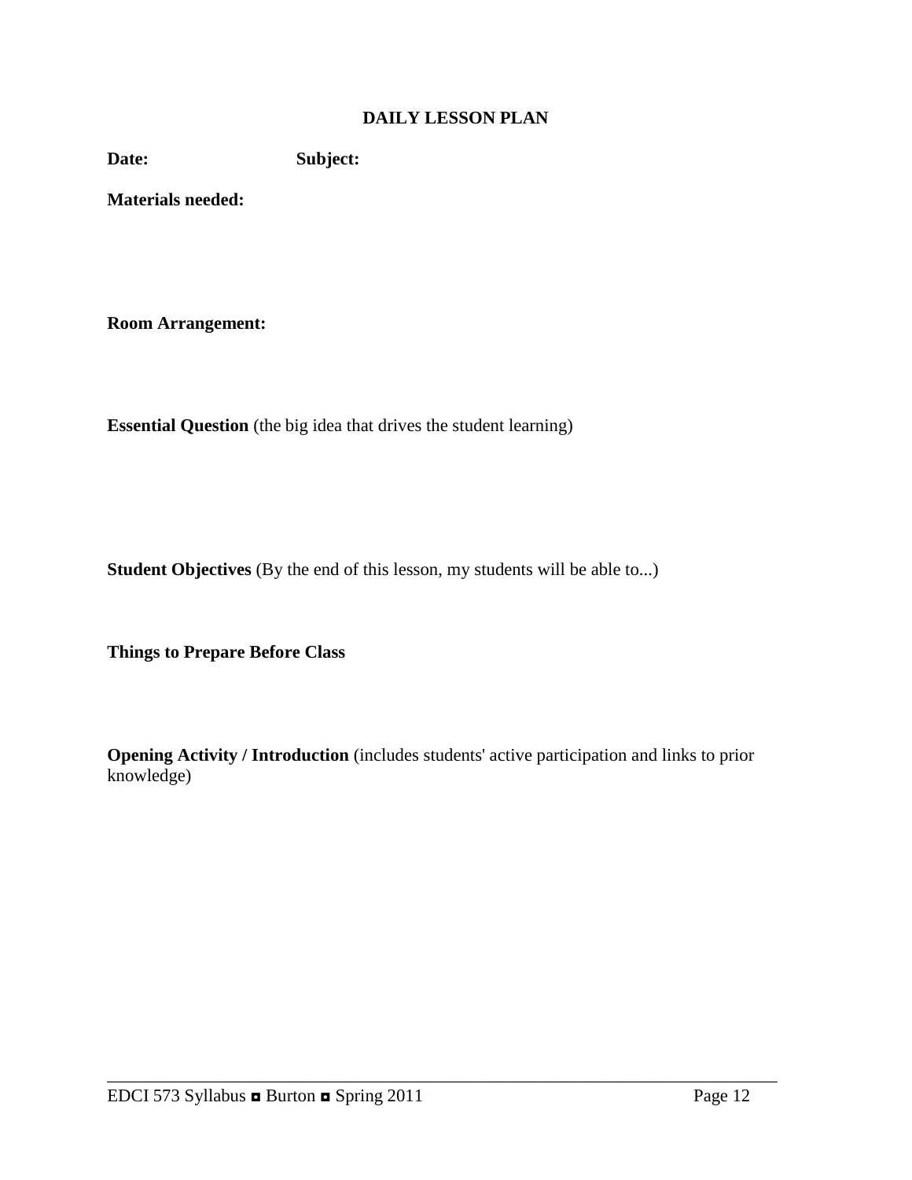## DAILY LESSON PLAN

**Date:** **Subject:**

**Materials needed:**

**Room Arrangement:**

**Essential Question** (the big idea that drives the student learning)

**Student Objectives** (By the end of this lesson, my students will be able to...)

**Things to Prepare Before Class**

**Opening Activity / Introduction** (includes students' active participation and links to prior knowledge)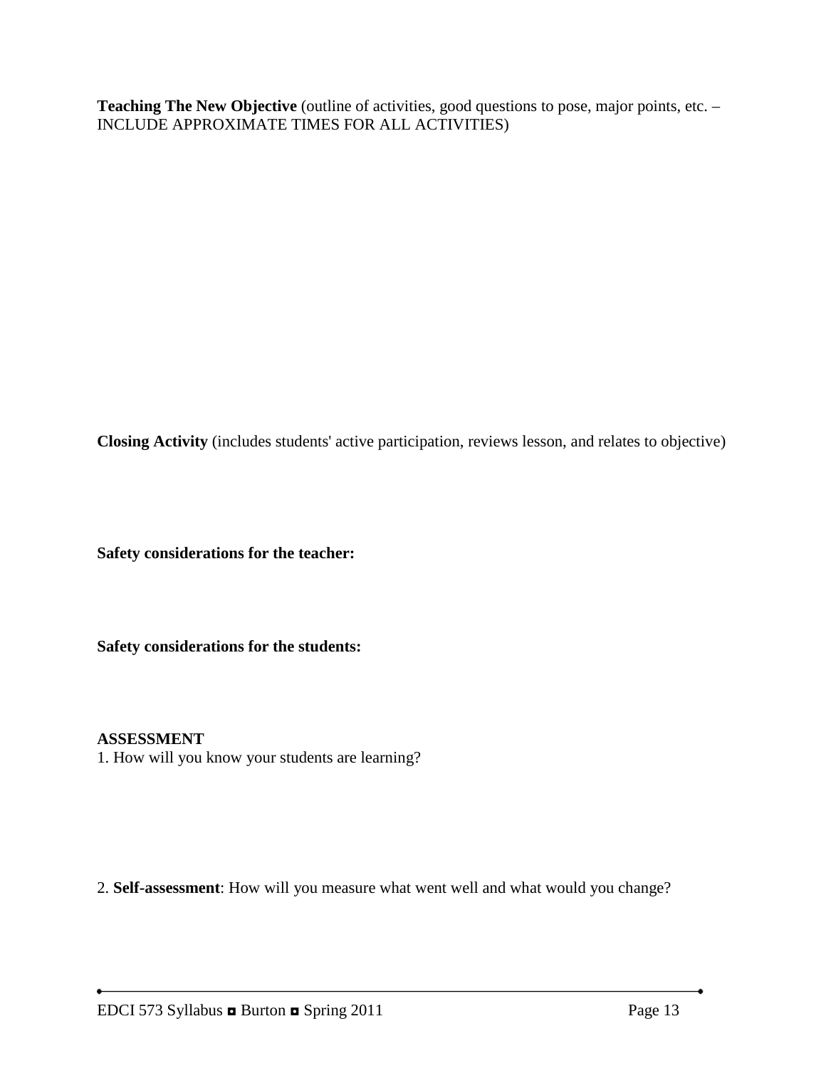**Teaching The New Objective** (outline of activities, good questions to pose, major points, etc. – INCLUDE APPROXIMATE TIMES FOR ALL ACTIVITIES)

**Closing Activity** (includes students' active participation, reviews lesson, and relates to objective)

**Safety considerations for the teacher:**

**Safety considerations for the students:**

**ASSESSMENT**

1. How will you know your students are learning?

2. **Self-assessment**: How will you measure what went well and what would you change?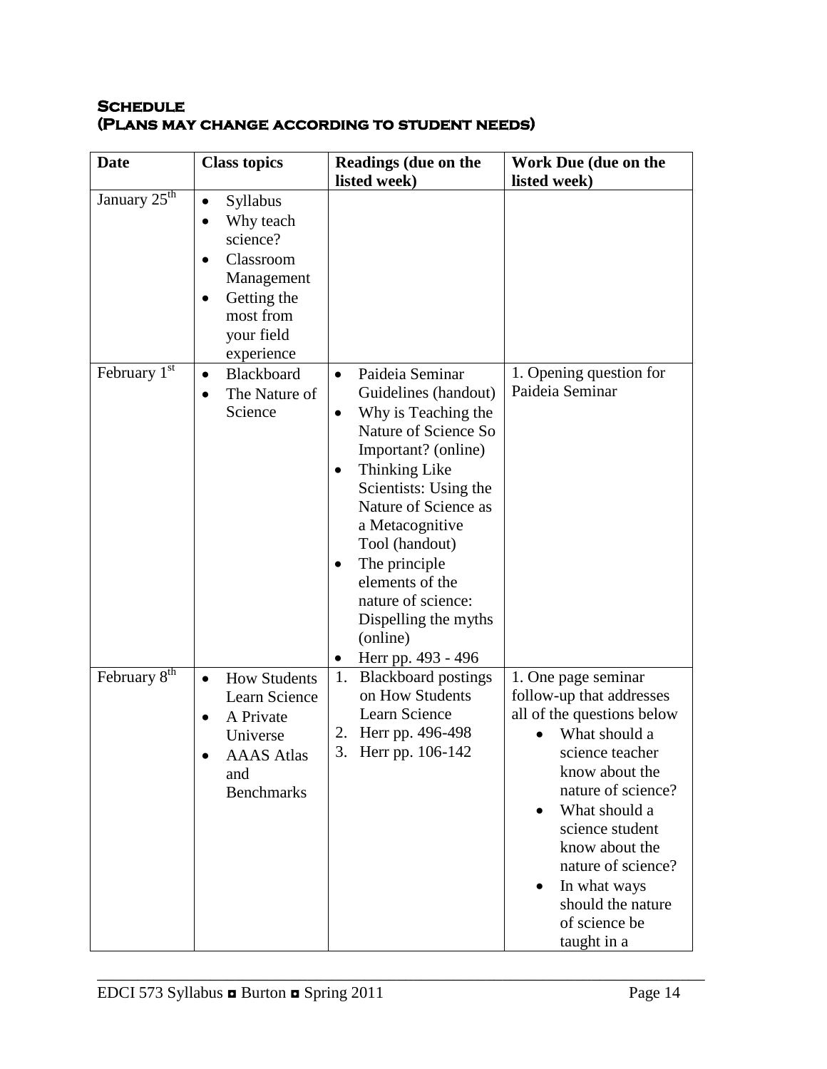## Schedule
## (Plans may change according to student needs)

| Date | Class topics | Readings (due on the listed week) | Work Due (due on the listed week) |
|---|---|---|---|
| January 25th | • Syllabus<br>• Why teach science?<br>• Classroom Management<br>• Getting the most from your field experience | | |
| February 1st | • Blackboard<br>• The Nature of Science | • Paideia Seminar Guidelines (handout)<br>• Why is Teaching the Nature of Science So Important? (online)<br>• Thinking Like Scientists: Using the Nature of Science as a Metacognitive Tool (handout)<br>• The principle elements of the nature of science: Dispelling the myths (online)<br>• Herr pp. 493 - 496 | 1. Opening question for Paideia Seminar |
| February 8th | • How Students Learn Science<br>• A Private Universe<br>• AAAS Atlas and Benchmarks | 1. Blackboard postings on How Students Learn Science<br>2. Herr pp. 496-498<br>3. Herr pp. 106-142 | 1. One page seminar follow-up that addresses all of the questions below<br>• What should a science teacher know about the nature of science?<br>• What should a science student know about the nature of science?<br>• In what ways should the nature of science be taught in a |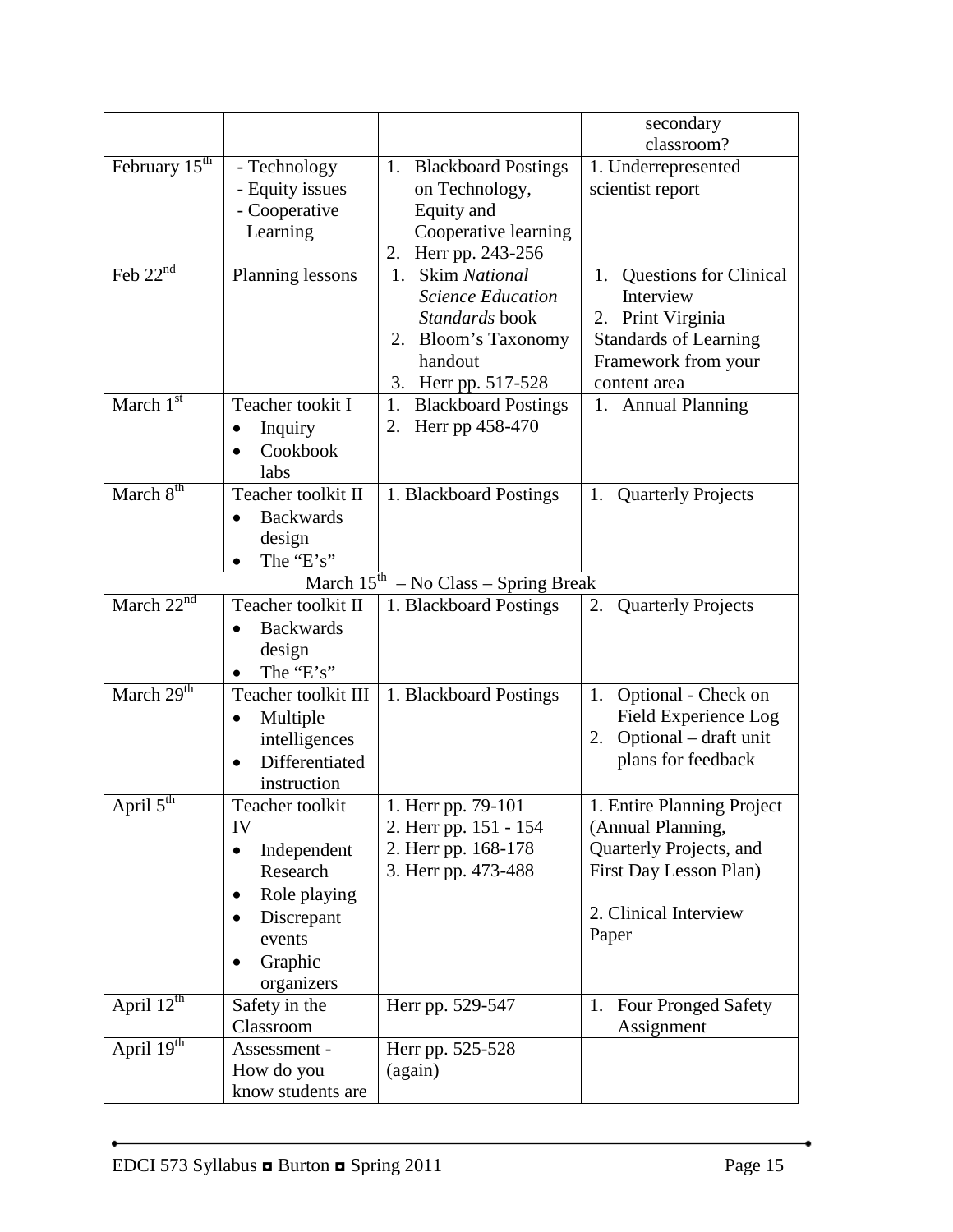| | | | secondary classroom? |
|---|---|---|---|
| February 15th | - Technology<br>- Equity issues<br>- Cooperative Learning | 1. Blackboard Postings on Technology, Equity and Cooperative learning<br>2. Herr pp. 243-256 | 1. Underrepresented scientist report |
| Feb 22nd | Planning lessons | 1. Skim *National Science Education Standards* book<br>2. Bloom's Taxonomy handout<br>3. Herr pp. 517-528 | 1. Questions for Clinical Interview<br>2. Print Virginia Standards of Learning Framework from your content area |
| March 1st | Teacher tookit I<br>• Inquiry<br>• Cookbook labs | 1. Blackboard Postings<br>2. Herr pp 458-470 | 1. Annual Planning |
| March 8th | Teacher toolkit II<br>• Backwards design<br>• The "E's" | 1. Blackboard Postings | 1. Quarterly Projects |
| March 15th – No Class – Spring Break | | | |
| March 22nd | Teacher toolkit II<br>• Backwards design<br>• The "E's" | 1. Blackboard Postings | 2. Quarterly Projects |
| March 29th | Teacher toolkit III<br>• Multiple intelligences<br>• Differentiated instruction | 1. Blackboard Postings | 1. Optional - Check on Field Experience Log<br>2. Optional – draft unit plans for feedback |
| April 5th | Teacher toolkit IV<br>• Independent Research<br>• Role playing<br>• Discrepant events<br>• Graphic organizers | 1. Herr pp. 79-101<br>2. Herr pp. 151 - 154<br>2. Herr pp. 168-178<br>3. Herr pp. 473-488 | 1. Entire Planning Project (Annual Planning, Quarterly Projects, and First Day Lesson Plan)<br><br>2. Clinical Interview Paper |
| April 12th | Safety in the Classroom | Herr pp. 529-547 | 1. Four Pronged Safety Assignment |
| April 19th | Assessment - How do you know students are | Herr pp. 525-528 (again) | |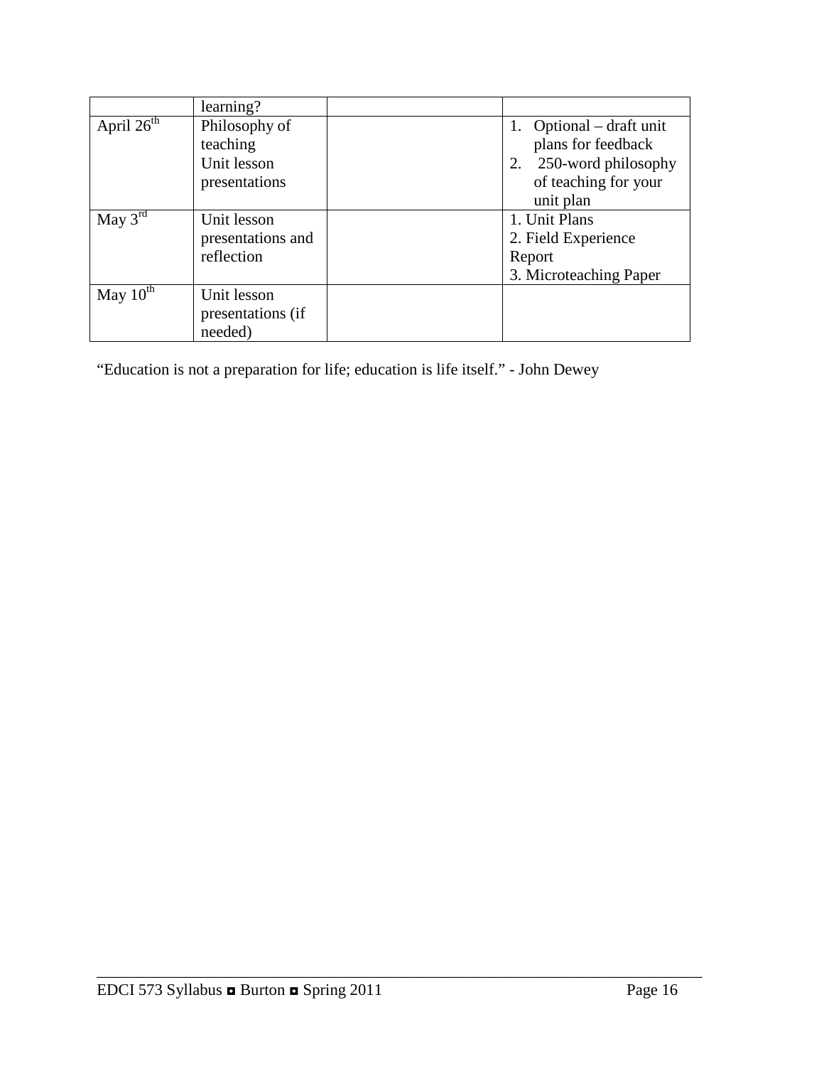|  |  |  |  |
|---|---|---|---|
|  | learning? |  |  |
| April 26th | Philosophy of teaching<br>Unit lesson presentations |  | 1. Optional – draft unit plans for feedback<br>2. 250-word philosophy of teaching for your unit plan |
| May 3rd | Unit lesson presentations and reflection |  | 1. Unit Plans<br>2. Field Experience Report<br>3. Microteaching Paper |
| May 10th | Unit lesson presentations (if needed) |  |  |

"Education is not a preparation for life; education is life itself." - John Dewey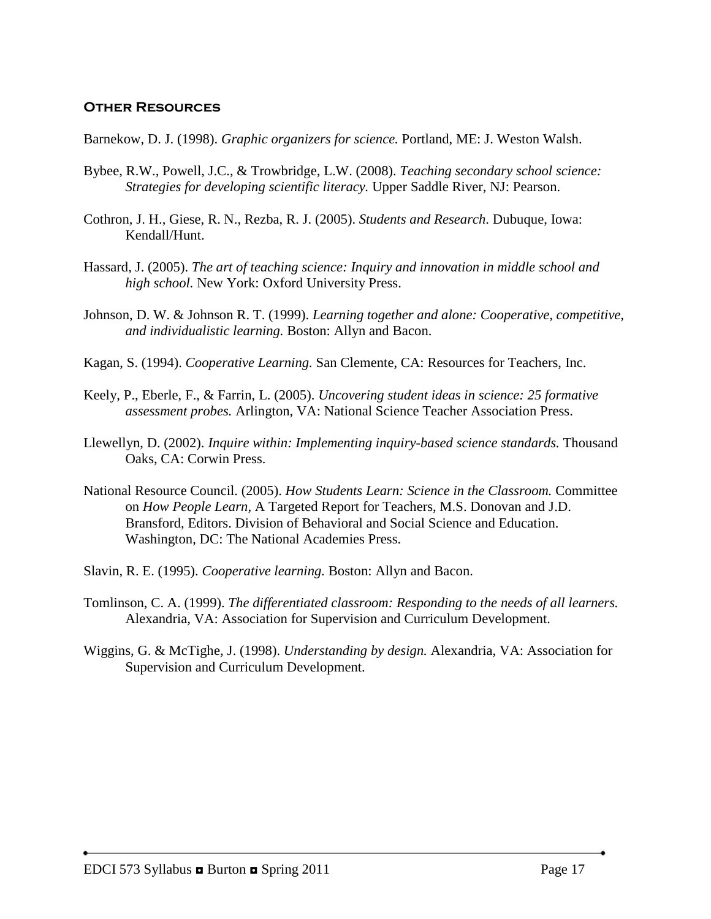## Other Resources

Barnekow, D. J. (1998). *Graphic organizers for science.* Portland, ME: J. Weston Walsh.

Bybee, R.W., Powell, J.C., & Trowbridge, L.W. (2008). *Teaching secondary school science: Strategies for developing scientific literacy.* Upper Saddle River, NJ: Pearson.

Cothron, J. H., Giese, R. N., Rezba, R. J. (2005). *Students and Research*. Dubuque, Iowa: Kendall/Hunt.

Hassard, J. (2005). *The art of teaching science: Inquiry and innovation in middle school and high school.* New York: Oxford University Press.

Johnson, D. W. & Johnson R. T. (1999). *Learning together and alone: Cooperative, competitive, and individualistic learning.* Boston: Allyn and Bacon.

Kagan, S. (1994). *Cooperative Learning.* San Clemente, CA: Resources for Teachers, Inc.

Keely, P., Eberle, F., & Farrin, L. (2005). *Uncovering student ideas in science: 25 formative assessment probes.* Arlington, VA: National Science Teacher Association Press.

Llewellyn, D. (2002). *Inquire within: Implementing inquiry-based science standards.* Thousand Oaks, CA: Corwin Press.

National Resource Council. (2005). *How Students Learn: Science in the Classroom.* Committee on *How People Learn*, A Targeted Report for Teachers, M.S. Donovan and J.D. Bransford, Editors. Division of Behavioral and Social Science and Education. Washington, DC: The National Academies Press.

Slavin, R. E. (1995). *Cooperative learning.* Boston: Allyn and Bacon.

Tomlinson, C. A. (1999). *The differentiated classroom: Responding to the needs of all learners.* Alexandria, VA: Association for Supervision and Curriculum Development.

Wiggins, G. & McTighe, J. (1998). *Understanding by design.* Alexandria, VA: Association for Supervision and Curriculum Development.